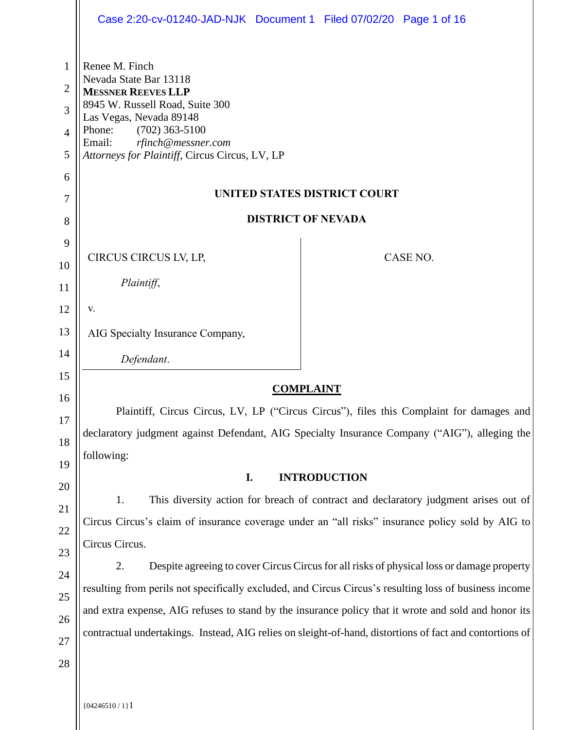Renee M. Finch
Nevada State Bar 13118
**MESSNER REEVES LLP**
8945 W. Russell Road, Suite 300
Las Vegas, Nevada 89148
Phone: (702) 363-5100
Email: *rfinch@messner.com*
*Attorneys for Plaintiff*, Circus Circus, LV, LP

**UNITED STATES DISTRICT COURT**

**DISTRICT OF NEVADA**

| | |
|---|---|
| CIRCUS CIRCUS LV, LP,<br><br>*Plaintiff*,<br><br>v.<br><br>AIG Specialty Insurance Company,<br><br>*Defendant*. | CASE NO. |

**COMPLAINT**

Plaintiff, Circus Circus, LV, LP ("Circus Circus"), files this Complaint for damages and declaratory judgment against Defendant, AIG Specialty Insurance Company ("AIG"), alleging the following:

## I. INTRODUCTION

1. This diversity action for breach of contract and declaratory judgment arises out of Circus Circus's claim of insurance coverage under an "all risks" insurance policy sold by AIG to Circus Circus.

2. Despite agreeing to cover Circus Circus for all risks of physical loss or damage property resulting from perils not specifically excluded, and Circus Circus's resulting loss of business income and extra expense, AIG refuses to stand by the insurance policy that it wrote and sold and honor its contractual undertakings. Instead, AIG relies on sleight-of-hand, distortions of fact and contortions of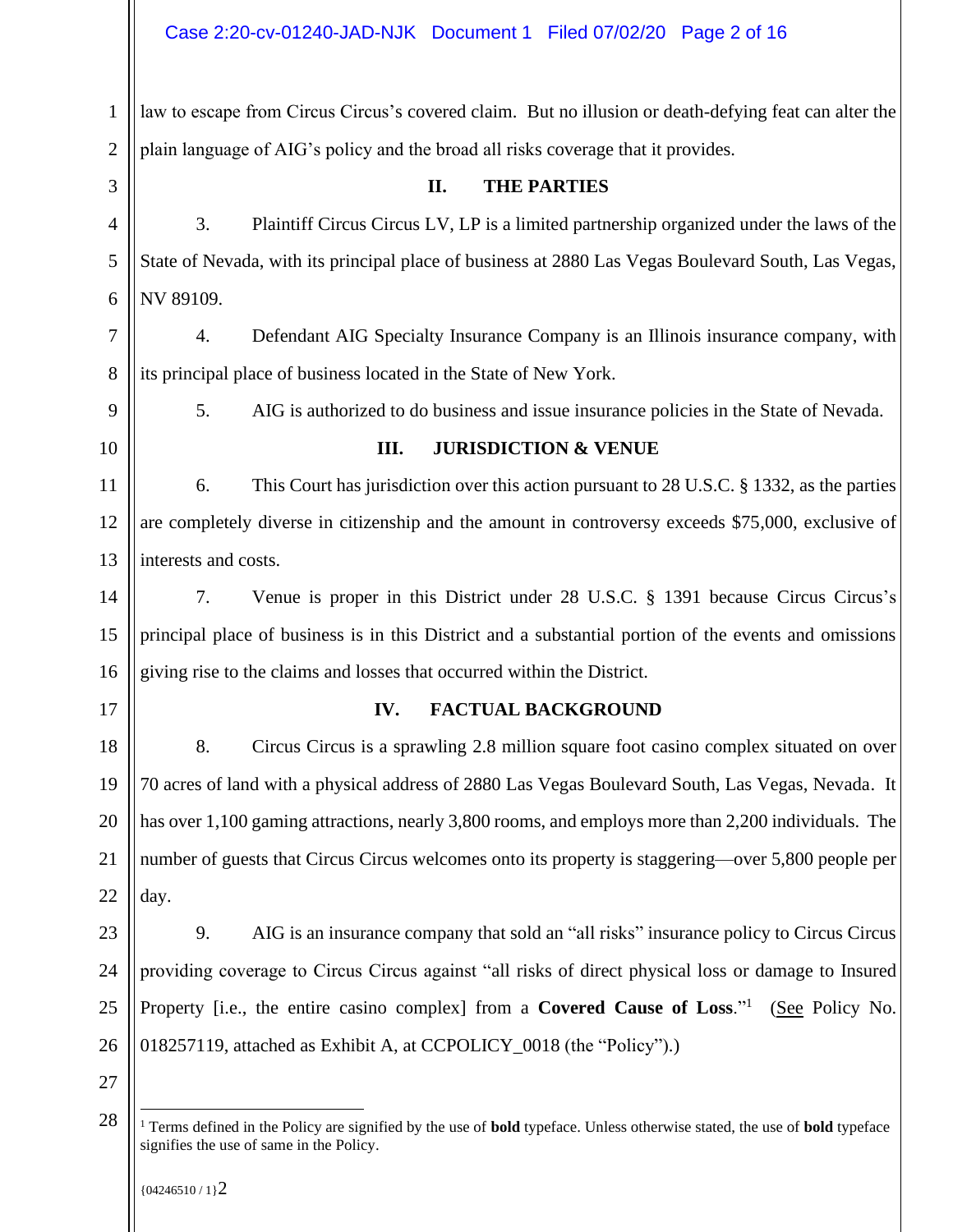law to escape from Circus Circus's covered claim. But no illusion or death-defying feat can alter the plain language of AIG's policy and the broad all risks coverage that it provides.

## II. THE PARTIES

3. Plaintiff Circus Circus LV, LP is a limited partnership organized under the laws of the State of Nevada, with its principal place of business at 2880 Las Vegas Boulevard South, Las Vegas, NV 89109.

4. Defendant AIG Specialty Insurance Company is an Illinois insurance company, with its principal place of business located in the State of New York.

5. AIG is authorized to do business and issue insurance policies in the State of Nevada.

## III. JURISDICTION & VENUE

6. This Court has jurisdiction over this action pursuant to 28 U.S.C. § 1332, as the parties are completely diverse in citizenship and the amount in controversy exceeds $75,000, exclusive of interests and costs.

7. Venue is proper in this District under 28 U.S.C. § 1391 because Circus Circus's principal place of business is in this District and a substantial portion of the events and omissions giving rise to the claims and losses that occurred within the District.

## IV. FACTUAL BACKGROUND

8. Circus Circus is a sprawling 2.8 million square foot casino complex situated on over 70 acres of land with a physical address of 2880 Las Vegas Boulevard South, Las Vegas, Nevada. It has over 1,100 gaming attractions, nearly 3,800 rooms, and employs more than 2,200 individuals. The number of guests that Circus Circus welcomes onto its property is staggering—over 5,800 people per day.

9. AIG is an insurance company that sold an "all risks" insurance policy to Circus Circus providing coverage to Circus Circus against "all risks of direct physical loss or damage to Insured Property [i.e., the entire casino complex] from a **Covered Cause of Loss**."[1] (See Policy No. 018257119, attached as Exhibit A, at CCPOLICY_0018 (the "Policy").)

[1] Terms defined in the Policy are signified by the use of **bold** typeface. Unless otherwise stated, the use of **bold** typeface signifies the use of same in the Policy.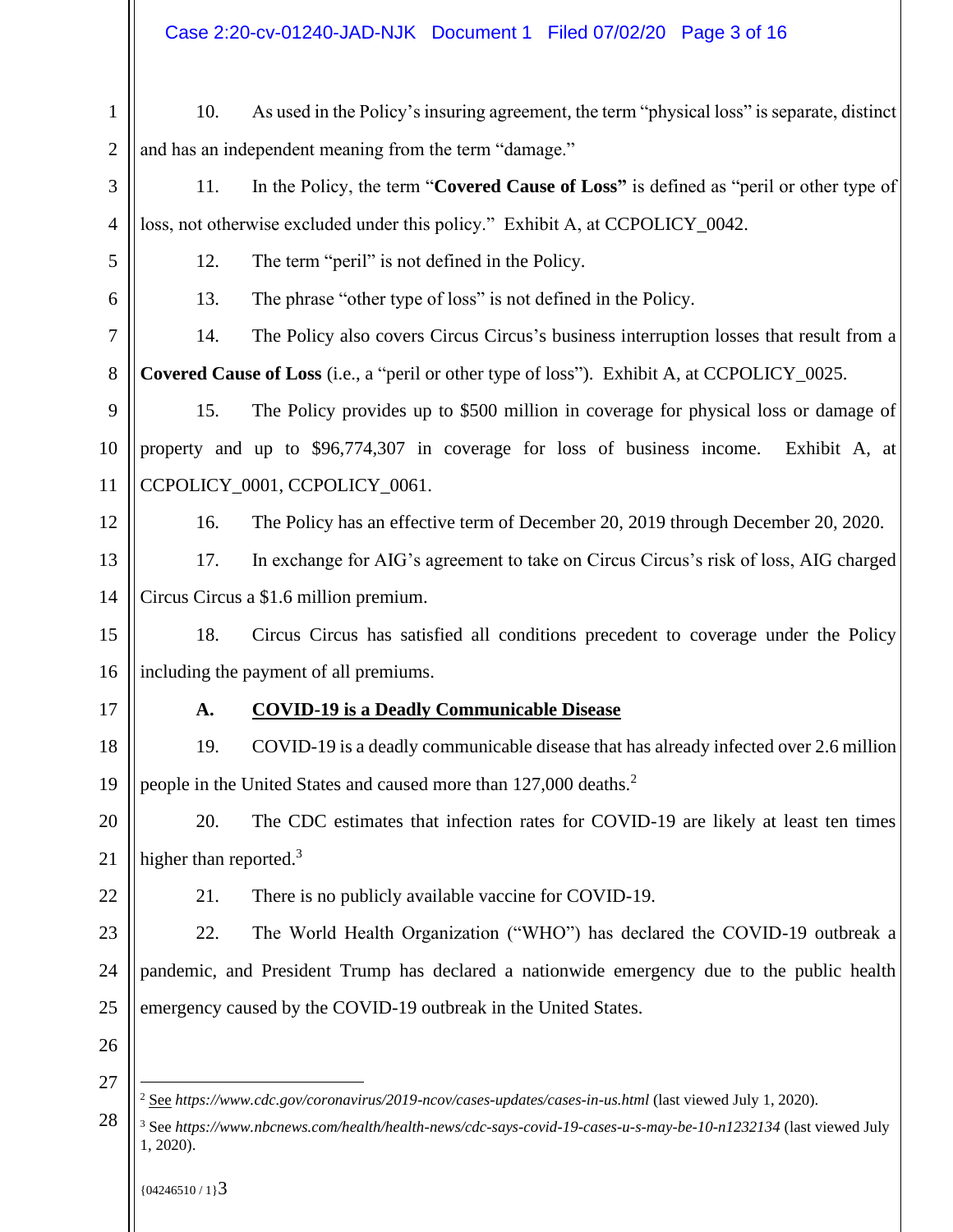10. As used in the Policy's insuring agreement, the term "physical loss" is separate, distinct and has an independent meaning from the term "damage."

11. In the Policy, the term "**Covered Cause of Loss**" is defined as "peril or other type of loss, not otherwise excluded under this policy." Exhibit A, at CCPOLICY_0042.

12. The term "peril" is not defined in the Policy.

13. The phrase "other type of loss" is not defined in the Policy.

14. The Policy also covers Circus Circus's business interruption losses that result from a **Covered Cause of Loss** (i.e., a "peril or other type of loss"). Exhibit A, at CCPOLICY_0025.

15. The Policy provides up to $500 million in coverage for physical loss or damage of property and up to $96,774,307 in coverage for loss of business income. Exhibit A, at CCPOLICY_0001, CCPOLICY_0061.

16. The Policy has an effective term of December 20, 2019 through December 20, 2020.

17. In exchange for AIG's agreement to take on Circus Circus's risk of loss, AIG charged Circus Circus a $1.6 million premium.

18. Circus Circus has satisfied all conditions precedent to coverage under the Policy including the payment of all premiums.

### A. <u>COVID-19 is a Deadly Communicable Disease</u>

19. COVID-19 is a deadly communicable disease that has already infected over 2.6 million people in the United States and caused more than 127,000 deaths.[2]

20. The CDC estimates that infection rates for COVID-19 are likely at least ten times higher than reported.[3]

21. There is no publicly available vaccine for COVID-19.

22. The World Health Organization ("WHO") has declared the COVID-19 outbreak a pandemic, and President Trump has declared a nationwide emergency due to the public health emergency caused by the COVID-19 outbreak in the United States.

---

[2] <u>See</u> *https://www.cdc.gov/coronavirus/2019-ncov/cases-updates/cases-in-us.html* (last viewed July 1, 2020).

[3] See *https://www.nbcnews.com/health/health-news/cdc-says-covid-19-cases-u-s-may-be-10-n1232134* (last viewed July 1, 2020).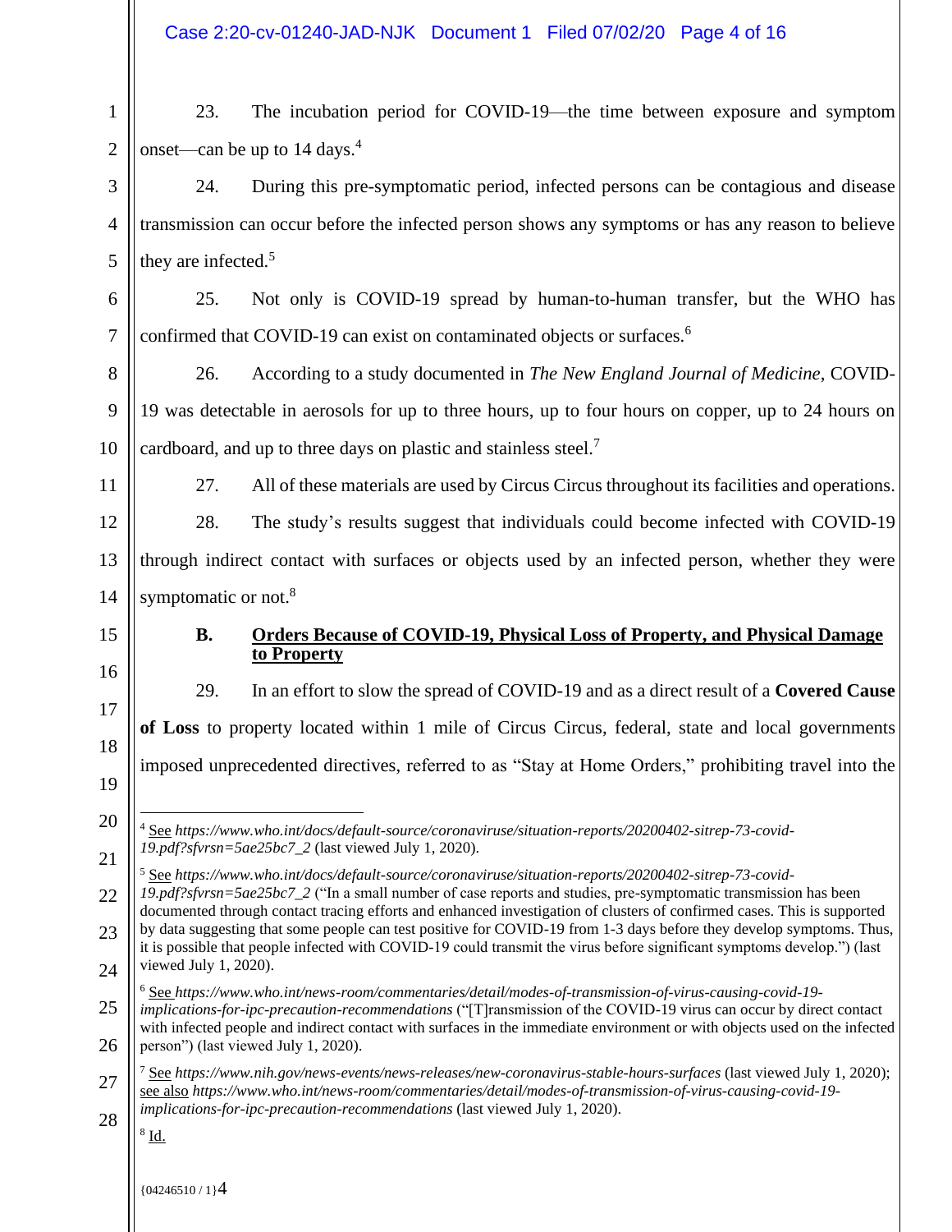23. The incubation period for COVID-19—the time between exposure and symptom onset—can be up to 14 days.[4]

24. During this pre-symptomatic period, infected persons can be contagious and disease transmission can occur before the infected person shows any symptoms or has any reason to believe they are infected.[5]

25. Not only is COVID-19 spread by human-to-human transfer, but the WHO has confirmed that COVID-19 can exist on contaminated objects or surfaces.[6]

26. According to a study documented in *The New England Journal of Medicine*, COVID-19 was detectable in aerosols for up to three hours, up to four hours on copper, up to 24 hours on cardboard, and up to three days on plastic and stainless steel.[7]

27. All of these materials are used by Circus Circus throughout its facilities and operations.

28. The study's results suggest that individuals could become infected with COVID-19 through indirect contact with surfaces or objects used by an infected person, whether they were symptomatic or not.[8]

### B. Orders Because of COVID-19, Physical Loss of Property, and Physical Damage to Property

29. In an effort to slow the spread of COVID-19 and as a direct result of a **Covered Cause of Loss** to property located within 1 mile of Circus Circus, federal, state and local governments imposed unprecedented directives, referred to as "Stay at Home Orders," prohibiting travel into the

---

[4] See *https://www.who.int/docs/default-source/coronaviruse/situation-reports/20200402-sitrep-73-covid-19.pdf?sfvrsn=5ae25bc7_2* (last viewed July 1, 2020).

[5] See *https://www.who.int/docs/default-source/coronaviruse/situation-reports/20200402-sitrep-73-covid-19.pdf?sfvrsn=5ae25bc7_2* ("In a small number of case reports and studies, pre-symptomatic transmission has been documented through contact tracing efforts and enhanced investigation of clusters of confirmed cases. This is supported by data suggesting that some people can test positive for COVID-19 from 1-3 days before they develop symptoms. Thus, it is possible that people infected with COVID-19 could transmit the virus before significant symptoms develop.") (last viewed July 1, 2020).

[6] See *https://www.who.int/news-room/commentaries/detail/modes-of-transmission-of-virus-causing-covid-19-implications-for-ipc-precaution-recommendations* ("[T]ransmission of the COVID-19 virus can occur by direct contact with infected people and indirect contact with surfaces in the immediate environment or with objects used on the infected person") (last viewed July 1, 2020).

[7] See *https://www.nih.gov/news-events/news-releases/new-coronavirus-stable-hours-surfaces* (last viewed July 1, 2020); see also *https://www.who.int/news-room/commentaries/detail/modes-of-transmission-of-virus-causing-covid-19-implications-for-ipc-precaution-recommendations* (last viewed July 1, 2020).

[8] Id.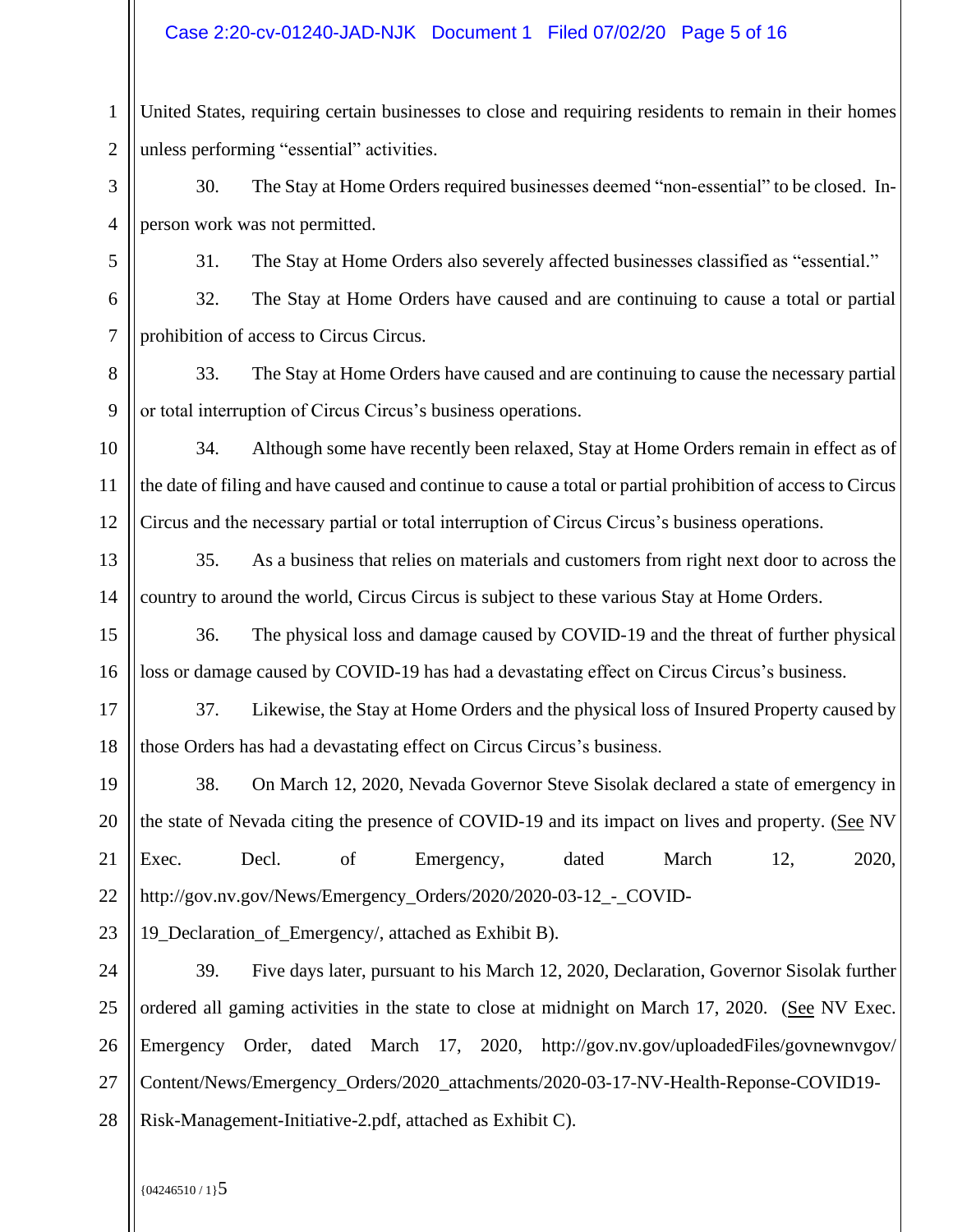United States, requiring certain businesses to close and requiring residents to remain in their homes unless performing "essential" activities.

30. The Stay at Home Orders required businesses deemed "non-essential" to be closed. In-person work was not permitted.

31. The Stay at Home Orders also severely affected businesses classified as "essential."

32. The Stay at Home Orders have caused and are continuing to cause a total or partial prohibition of access to Circus Circus.

33. The Stay at Home Orders have caused and are continuing to cause the necessary partial or total interruption of Circus Circus's business operations.

34. Although some have recently been relaxed, Stay at Home Orders remain in effect as of the date of filing and have caused and continue to cause a total or partial prohibition of access to Circus Circus and the necessary partial or total interruption of Circus Circus's business operations.

35. As a business that relies on materials and customers from right next door to across the country to around the world, Circus Circus is subject to these various Stay at Home Orders.

36. The physical loss and damage caused by COVID-19 and the threat of further physical loss or damage caused by COVID-19 has had a devastating effect on Circus Circus's business.

37. Likewise, the Stay at Home Orders and the physical loss of Insured Property caused by those Orders has had a devastating effect on Circus Circus's business.

38. On March 12, 2020, Nevada Governor Steve Sisolak declared a state of emergency in the state of Nevada citing the presence of COVID-19 and its impact on lives and property. (See NV Exec. Decl. of Emergency, dated March 12, 2020, http://gov.nv.gov/News/Emergency_Orders/2020/2020-03-12_-_COVID-19_Declaration_of_Emergency/, attached as Exhibit B).

39. Five days later, pursuant to his March 12, 2020, Declaration, Governor Sisolak further ordered all gaming activities in the state to close at midnight on March 17, 2020. (See NV Exec. Emergency Order, dated March 17, 2020, http://gov.nv.gov/uploadedFiles/govnewnvgov/Content/News/Emergency_Orders/2020_attachments/2020-03-17-NV-Health-Reponse-COVID19-Risk-Management-Initiative-2.pdf, attached as Exhibit C).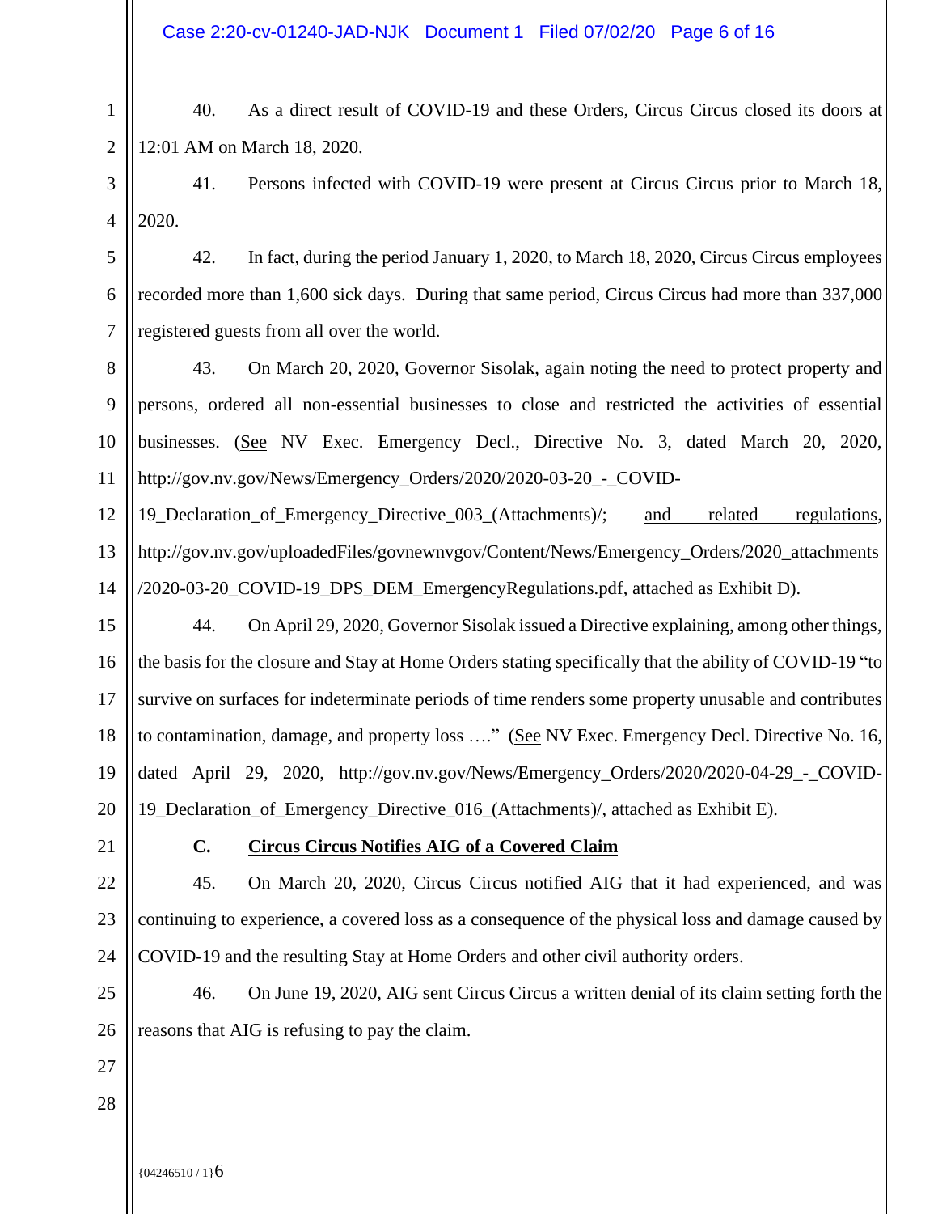40. As a direct result of COVID-19 and these Orders, Circus Circus closed its doors at 12:01 AM on March 18, 2020.

41. Persons infected with COVID-19 were present at Circus Circus prior to March 18, 2020.

42. In fact, during the period January 1, 2020, to March 18, 2020, Circus Circus employees recorded more than 1,600 sick days. During that same period, Circus Circus had more than 337,000 registered guests from all over the world.

43. On March 20, 2020, Governor Sisolak, again noting the need to protect property and persons, ordered all non-essential businesses to close and restricted the activities of essential businesses. (See NV Exec. Emergency Decl., Directive No. 3, dated March 20, 2020, http://gov.nv.gov/News/Emergency_Orders/2020/2020-03-20_-_COVID-19_Declaration_of_Emergency_Directive_003_(Attachments)/; and related regulations, http://gov.nv.gov/uploadedFiles/govnewnvgov/Content/News/Emergency_Orders/2020_attachments/2020-03-20_COVID-19_DPS_DEM_EmergencyRegulations.pdf, attached as Exhibit D).

44. On April 29, 2020, Governor Sisolak issued a Directive explaining, among other things, the basis for the closure and Stay at Home Orders stating specifically that the ability of COVID-19 "to survive on surfaces for indeterminate periods of time renders some property unusable and contributes to contamination, damage, and property loss …." (See NV Exec. Emergency Decl. Directive No. 16, dated April 29, 2020, http://gov.nv.gov/News/Emergency_Orders/2020/2020-04-29_-_COVID-19_Declaration_of_Emergency_Directive_016_(Attachments)/, attached as Exhibit E).

## C. Circus Circus Notifies AIG of a Covered Claim

45. On March 20, 2020, Circus Circus notified AIG that it had experienced, and was continuing to experience, a covered loss as a consequence of the physical loss and damage caused by COVID-19 and the resulting Stay at Home Orders and other civil authority orders.

46. On June 19, 2020, AIG sent Circus Circus a written denial of its claim setting forth the reasons that AIG is refusing to pay the claim.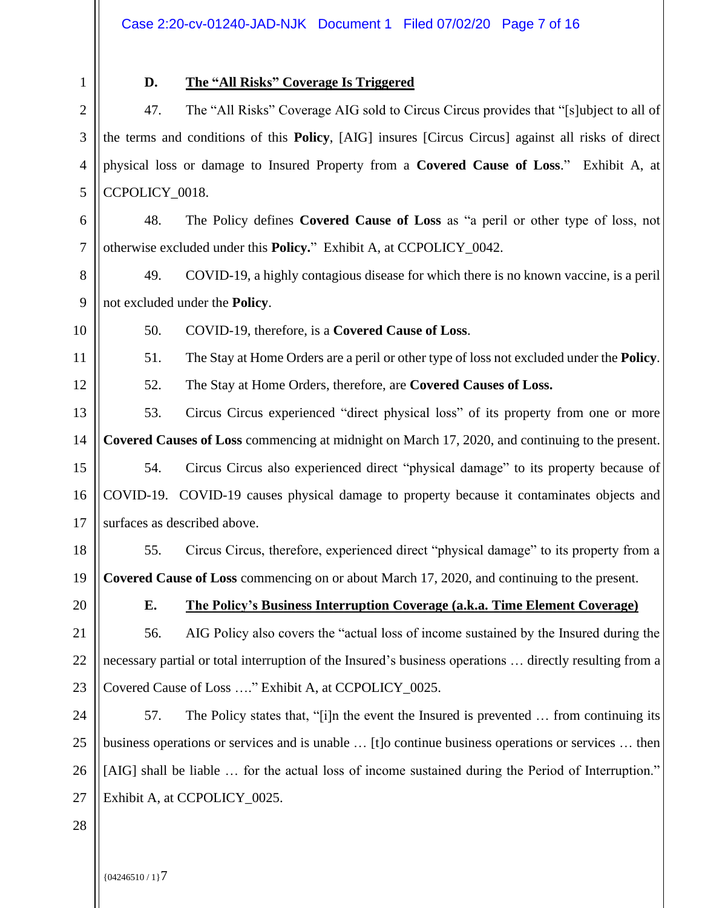### D. The "All Risks" Coverage Is Triggered

47. The "All Risks" Coverage AIG sold to Circus Circus provides that "[s]ubject to all of the terms and conditions of this **Policy**, [AIG] insures [Circus Circus] against all risks of direct physical loss or damage to Insured Property from a **Covered Cause of Loss**." Exhibit A, at CCPOLICY_0018.

48. The Policy defines **Covered Cause of Loss** as "a peril or other type of loss, not otherwise excluded under this **Policy.**" Exhibit A, at CCPOLICY_0042.

49. COVID-19, a highly contagious disease for which there is no known vaccine, is a peril not excluded under the **Policy**.

50. COVID-19, therefore, is a **Covered Cause of Loss**.

51. The Stay at Home Orders are a peril or other type of loss not excluded under the **Policy**.

52. The Stay at Home Orders, therefore, are **Covered Causes of Loss.**

53. Circus Circus experienced "direct physical loss" of its property from one or more **Covered Causes of Loss** commencing at midnight on March 17, 2020, and continuing to the present.

54. Circus Circus also experienced direct "physical damage" to its property because of COVID-19. COVID-19 causes physical damage to property because it contaminates objects and surfaces as described above.

55. Circus Circus, therefore, experienced direct "physical damage" to its property from a **Covered Cause of Loss** commencing on or about March 17, 2020, and continuing to the present.

### E. The Policy's Business Interruption Coverage (a.k.a. Time Element Coverage)

56. AIG Policy also covers the "actual loss of income sustained by the Insured during the necessary partial or total interruption of the Insured's business operations … directly resulting from a Covered Cause of Loss …." Exhibit A, at CCPOLICY_0025.

57. The Policy states that, "[i]n the event the Insured is prevented … from continuing its business operations or services and is unable … [t]o continue business operations or services … then [AIG] shall be liable … for the actual loss of income sustained during the Period of Interruption." Exhibit A, at CCPOLICY_0025.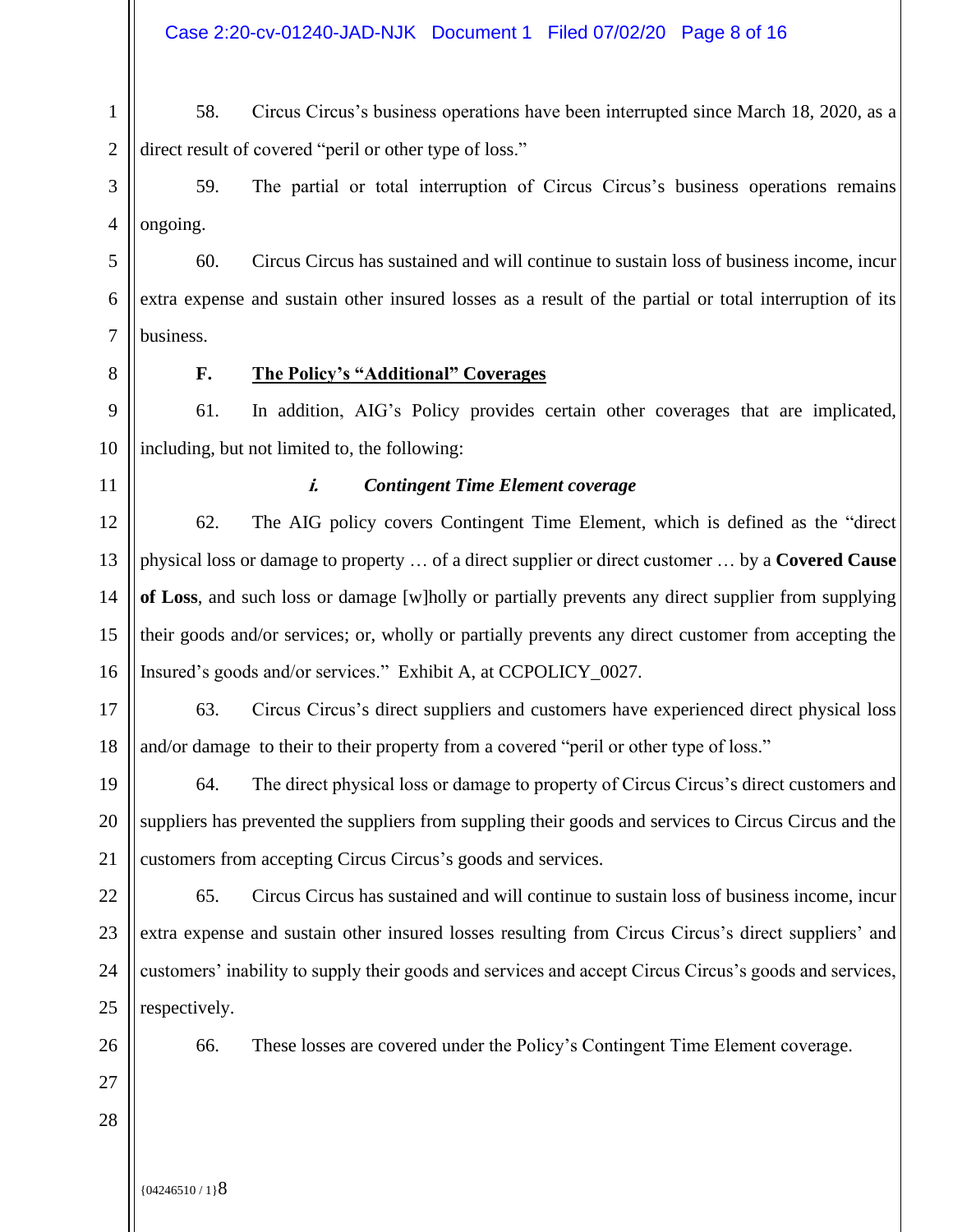58. Circus Circus's business operations have been interrupted since March 18, 2020, as a direct result of covered "peril or other type of loss."

59. The partial or total interruption of Circus Circus's business operations remains ongoing.

60. Circus Circus has sustained and will continue to sustain loss of business income, incur extra expense and sustain other insured losses as a result of the partial or total interruption of its business.

**F. The Policy's "Additional" Coverages**

61. In addition, AIG's Policy provides certain other coverages that are implicated, including, but not limited to, the following:

***i. Contingent Time Element coverage***

62. The AIG policy covers Contingent Time Element, which is defined as the "direct physical loss or damage to property … of a direct supplier or direct customer … by a **Covered Cause of Loss**, and such loss or damage [w]holly or partially prevents any direct supplier from supplying their goods and/or services; or, wholly or partially prevents any direct customer from accepting the Insured's goods and/or services." Exhibit A, at CCPOLICY_0027.

63. Circus Circus's direct suppliers and customers have experienced direct physical loss and/or damage to their to their property from a covered "peril or other type of loss."

64. The direct physical loss or damage to property of Circus Circus's direct customers and suppliers has prevented the suppliers from suppling their goods and services to Circus Circus and the customers from accepting Circus Circus's goods and services.

65. Circus Circus has sustained and will continue to sustain loss of business income, incur extra expense and sustain other insured losses resulting from Circus Circus's direct suppliers' and customers' inability to supply their goods and services and accept Circus Circus's goods and services, respectively.

66. These losses are covered under the Policy's Contingent Time Element coverage.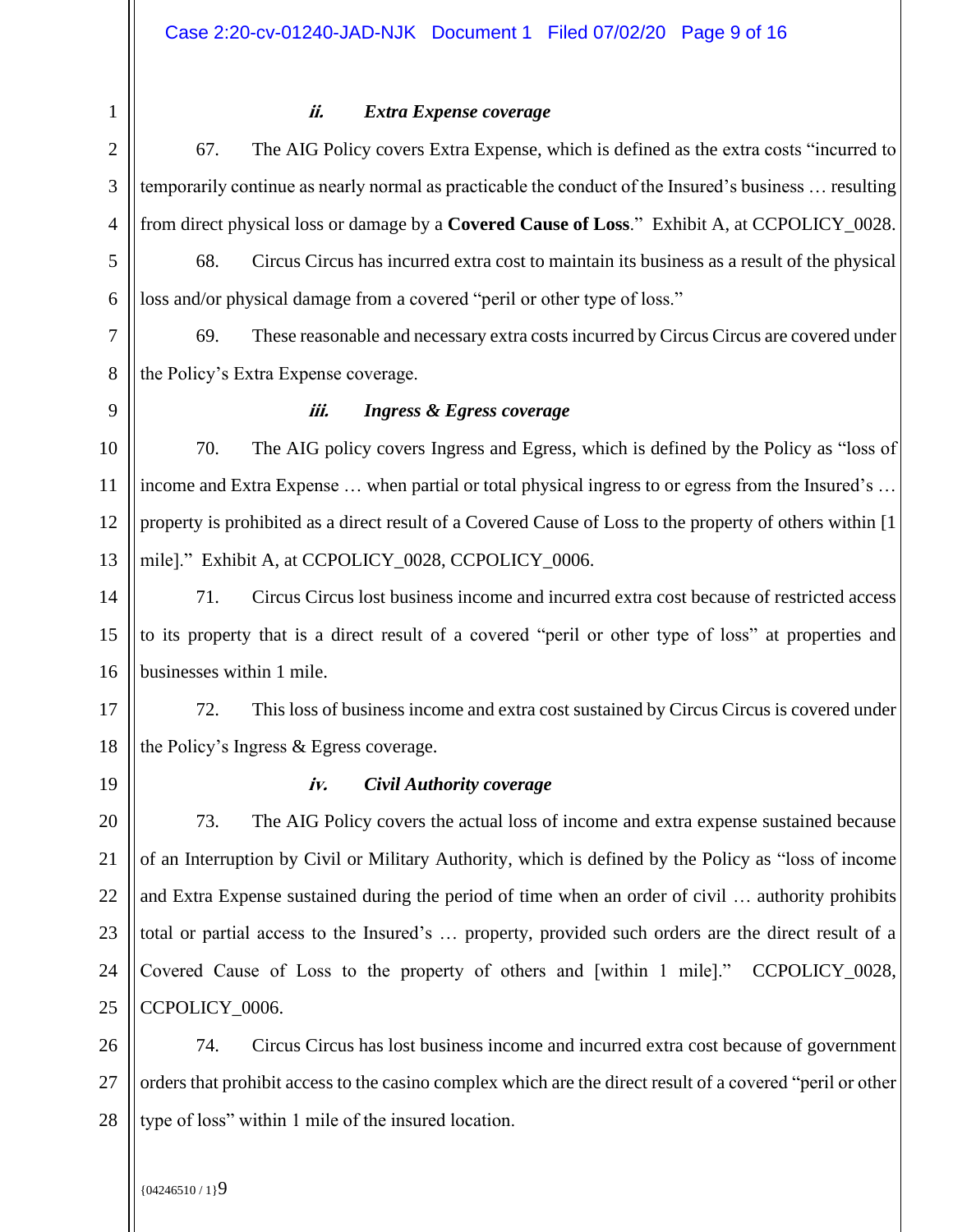### *ii. Extra Expense coverage*

67. The AIG Policy covers Extra Expense, which is defined as the extra costs "incurred to temporarily continue as nearly normal as practicable the conduct of the Insured's business … resulting from direct physical loss or damage by a **Covered Cause of Loss**." Exhibit A, at CCPOLICY_0028.

68. Circus Circus has incurred extra cost to maintain its business as a result of the physical loss and/or physical damage from a covered "peril or other type of loss."

69. These reasonable and necessary extra costs incurred by Circus Circus are covered under the Policy's Extra Expense coverage.

### *iii. Ingress & Egress coverage*

70. The AIG policy covers Ingress and Egress, which is defined by the Policy as "loss of income and Extra Expense … when partial or total physical ingress to or egress from the Insured's … property is prohibited as a direct result of a Covered Cause of Loss to the property of others within [1 mile]." Exhibit A, at CCPOLICY_0028, CCPOLICY_0006.

71. Circus Circus lost business income and incurred extra cost because of restricted access to its property that is a direct result of a covered "peril or other type of loss" at properties and businesses within 1 mile.

72. This loss of business income and extra cost sustained by Circus Circus is covered under the Policy's Ingress & Egress coverage.

### *iv. Civil Authority coverage*

73. The AIG Policy covers the actual loss of income and extra expense sustained because of an Interruption by Civil or Military Authority, which is defined by the Policy as "loss of income and Extra Expense sustained during the period of time when an order of civil … authority prohibits total or partial access to the Insured's … property, provided such orders are the direct result of a Covered Cause of Loss to the property of others and [within 1 mile]." CCPOLICY_0028, CCPOLICY_0006.

74. Circus Circus has lost business income and incurred extra cost because of government orders that prohibit access to the casino complex which are the direct result of a covered "peril or other type of loss" within 1 mile of the insured location.

{04246510 / 1}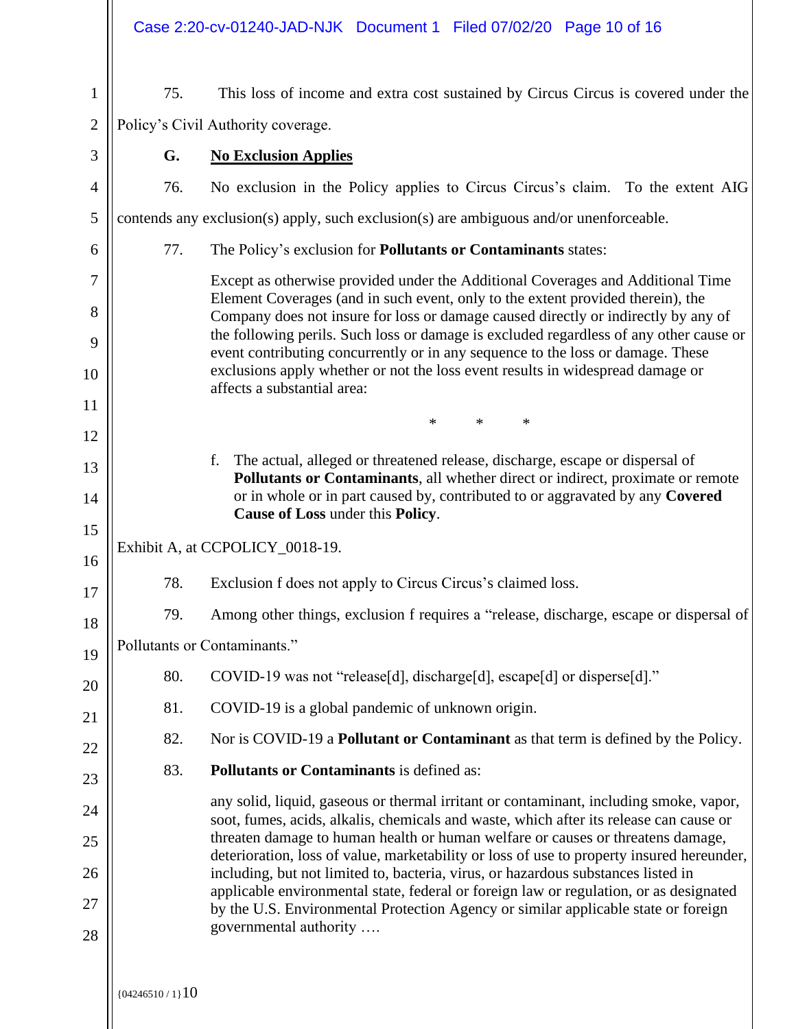75. This loss of income and extra cost sustained by Circus Circus is covered under the Policy's Civil Authority coverage.

### G. <u>No Exclusion Applies</u>

76. No exclusion in the Policy applies to Circus Circus's claim. To the extent AIG contends any exclusion(s) apply, such exclusion(s) are ambiguous and/or unenforceable.

77. The Policy's exclusion for **Pollutants or Contaminants** states:

> Except as otherwise provided under the Additional Coverages and Additional Time Element Coverages (and in such event, only to the extent provided therein), the Company does not insure for loss or damage caused directly or indirectly by any of the following perils. Such loss or damage is excluded regardless of any other cause or event contributing concurrently or in any sequence to the loss or damage. These exclusions apply whether or not the loss event results in widespread damage or affects a substantial area:
>
> \* \* \*
>
> f. The actual, alleged or threatened release, discharge, escape or dispersal of **Pollutants or Contaminants**, all whether direct or indirect, proximate or remote or in whole or in part caused by, contributed to or aggravated by any **Covered Cause of Loss** under this **Policy**.

Exhibit A, at CCPOLICY_0018-19.

78. Exclusion f does not apply to Circus Circus's claimed loss.

79. Among other things, exclusion f requires a "release, discharge, escape or dispersal of Pollutants or Contaminants."

80. COVID-19 was not "release[d], discharge[d], escape[d] or disperse[d]."

81. COVID-19 is a global pandemic of unknown origin.

82. Nor is COVID-19 a **Pollutant or Contaminant** as that term is defined by the Policy.

83. **Pollutants or Contaminants** is defined as:

> any solid, liquid, gaseous or thermal irritant or contaminant, including smoke, vapor, soot, fumes, acids, alkalis, chemicals and waste, which after its release can cause or threaten damage to human health or human welfare or causes or threatens damage, deterioration, loss of value, marketability or loss of use to property insured hereunder, including, but not limited to, bacteria, virus, or hazardous substances listed in applicable environmental state, federal or foreign law or regulation, or as designated by the U.S. Environmental Protection Agency or similar applicable state or foreign governmental authority ….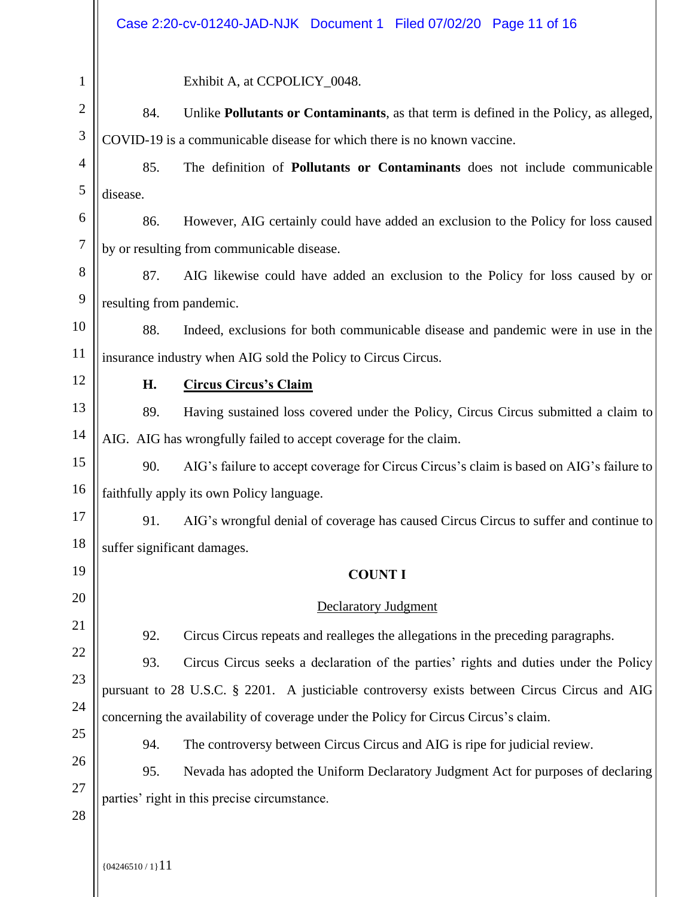Exhibit A, at CCPOLICY_0048.

84. Unlike **Pollutants or Contaminants**, as that term is defined in the Policy, as alleged, COVID-19 is a communicable disease for which there is no known vaccine.

85. The definition of **Pollutants or Contaminants** does not include communicable disease.

86. However, AIG certainly could have added an exclusion to the Policy for loss caused by or resulting from communicable disease.

87. AIG likewise could have added an exclusion to the Policy for loss caused by or resulting from pandemic.

88. Indeed, exclusions for both communicable disease and pandemic were in use in the insurance industry when AIG sold the Policy to Circus Circus.

### H. Circus Circus's Claim

89. Having sustained loss covered under the Policy, Circus Circus submitted a claim to AIG. AIG has wrongfully failed to accept coverage for the claim.

90. AIG's failure to accept coverage for Circus Circus's claim is based on AIG's failure to faithfully apply its own Policy language.

91. AIG's wrongful denial of coverage has caused Circus Circus to suffer and continue to suffer significant damages.

## COUNT I

Declaratory Judgment

92. Circus Circus repeats and realleges the allegations in the preceding paragraphs.

93. Circus Circus seeks a declaration of the parties' rights and duties under the Policy pursuant to 28 U.S.C. § 2201. A justiciable controversy exists between Circus Circus and AIG concerning the availability of coverage under the Policy for Circus Circus's claim.

94. The controversy between Circus Circus and AIG is ripe for judicial review.

95. Nevada has adopted the Uniform Declaratory Judgment Act for purposes of declaring parties' right in this precise circumstance.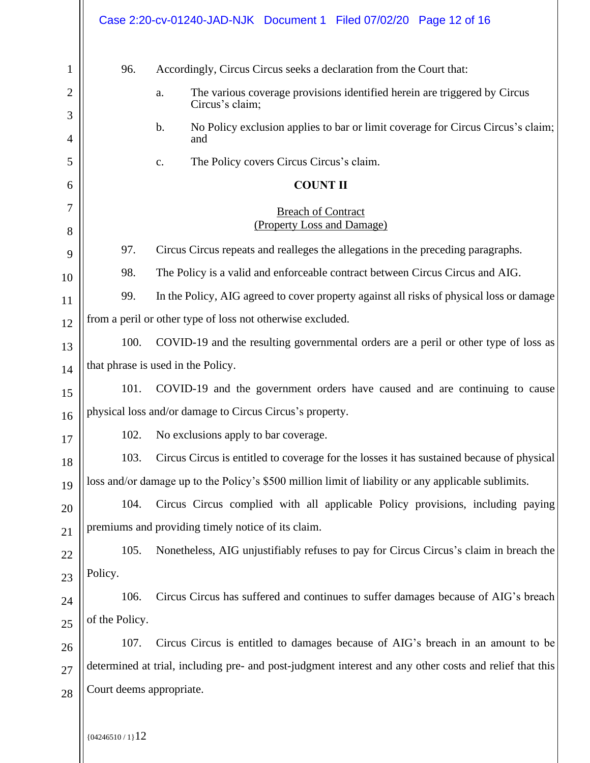96. Accordingly, Circus Circus seeks a declaration from the Court that:

a. The various coverage provisions identified herein are triggered by Circus Circus's claim;

b. No Policy exclusion applies to bar or limit coverage for Circus Circus's claim; and

c. The Policy covers Circus Circus's claim.

**COUNT II**

Breach of Contract
(Property Loss and Damage)

97. Circus Circus repeats and realleges the allegations in the preceding paragraphs.

98. The Policy is a valid and enforceable contract between Circus Circus and AIG.

99. In the Policy, AIG agreed to cover property against all risks of physical loss or damage from a peril or other type of loss not otherwise excluded.

100. COVID-19 and the resulting governmental orders are a peril or other type of loss as that phrase is used in the Policy.

101. COVID-19 and the government orders have caused and are continuing to cause physical loss and/or damage to Circus Circus's property.

102. No exclusions apply to bar coverage.

103. Circus Circus is entitled to coverage for the losses it has sustained because of physical loss and/or damage up to the Policy's $500 million limit of liability or any applicable sublimits.

104. Circus Circus complied with all applicable Policy provisions, including paying premiums and providing timely notice of its claim.

105. Nonetheless, AIG unjustifiably refuses to pay for Circus Circus's claim in breach the Policy.

106. Circus Circus has suffered and continues to suffer damages because of AIG's breach of the Policy.

107. Circus Circus is entitled to damages because of AIG's breach in an amount to be determined at trial, including pre- and post-judgment interest and any other costs and relief that this Court deems appropriate.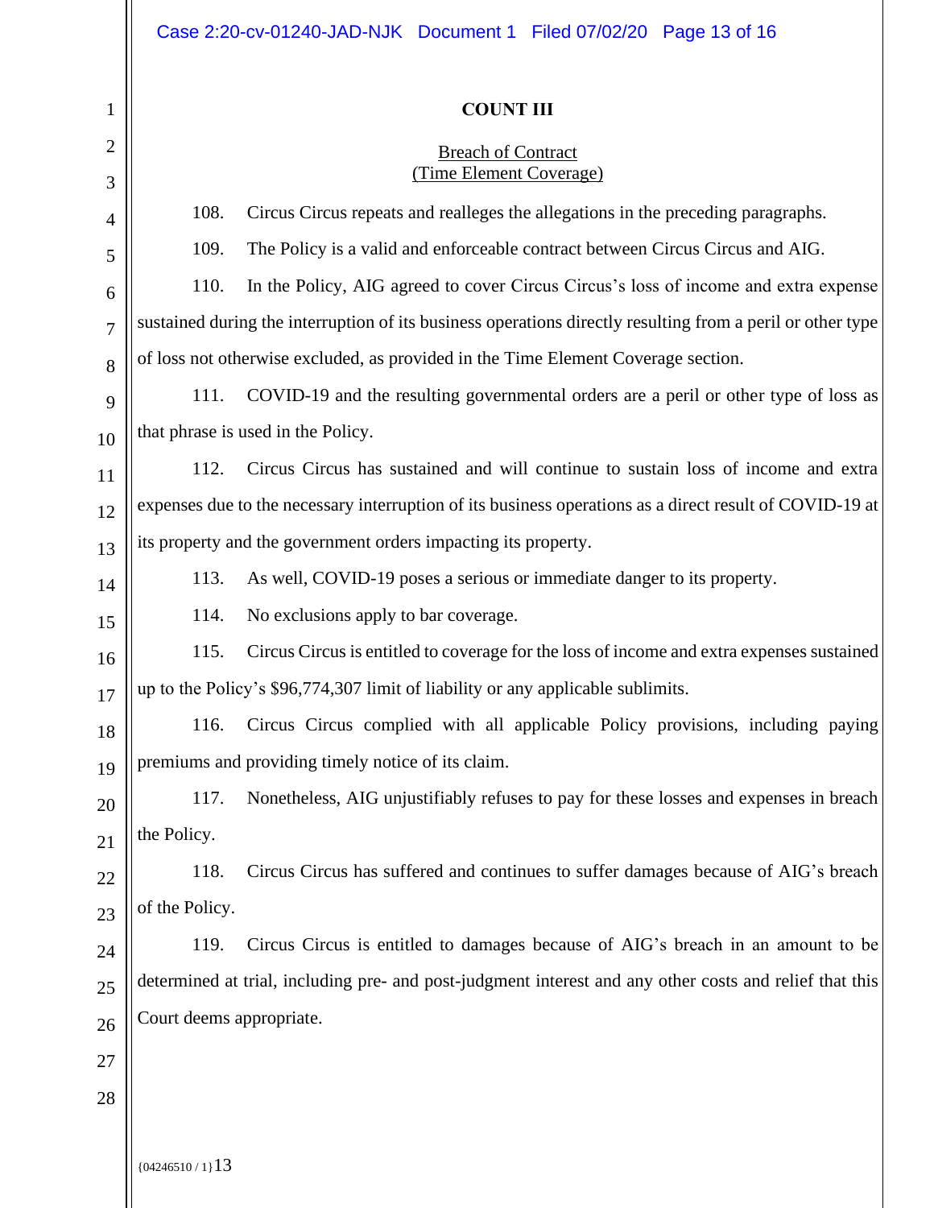**COUNT III**

Breach of Contract
(Time Element Coverage)

108. Circus Circus repeats and realleges the allegations in the preceding paragraphs.

109. The Policy is a valid and enforceable contract between Circus Circus and AIG.

110. In the Policy, AIG agreed to cover Circus Circus's loss of income and extra expense sustained during the interruption of its business operations directly resulting from a peril or other type of loss not otherwise excluded, as provided in the Time Element Coverage section.

111. COVID-19 and the resulting governmental orders are a peril or other type of loss as that phrase is used in the Policy.

112. Circus Circus has sustained and will continue to sustain loss of income and extra expenses due to the necessary interruption of its business operations as a direct result of COVID-19 at its property and the government orders impacting its property.

113. As well, COVID-19 poses a serious or immediate danger to its property.

114. No exclusions apply to bar coverage.

115. Circus Circus is entitled to coverage for the loss of income and extra expenses sustained up to the Policy's $96,774,307 limit of liability or any applicable sublimits.

116. Circus Circus complied with all applicable Policy provisions, including paying premiums and providing timely notice of its claim.

117. Nonetheless, AIG unjustifiably refuses to pay for these losses and expenses in breach the Policy.

118. Circus Circus has suffered and continues to suffer damages because of AIG's breach of the Policy.

119. Circus Circus is entitled to damages because of AIG's breach in an amount to be determined at trial, including pre- and post-judgment interest and any other costs and relief that this Court deems appropriate.

{04246510 / 1}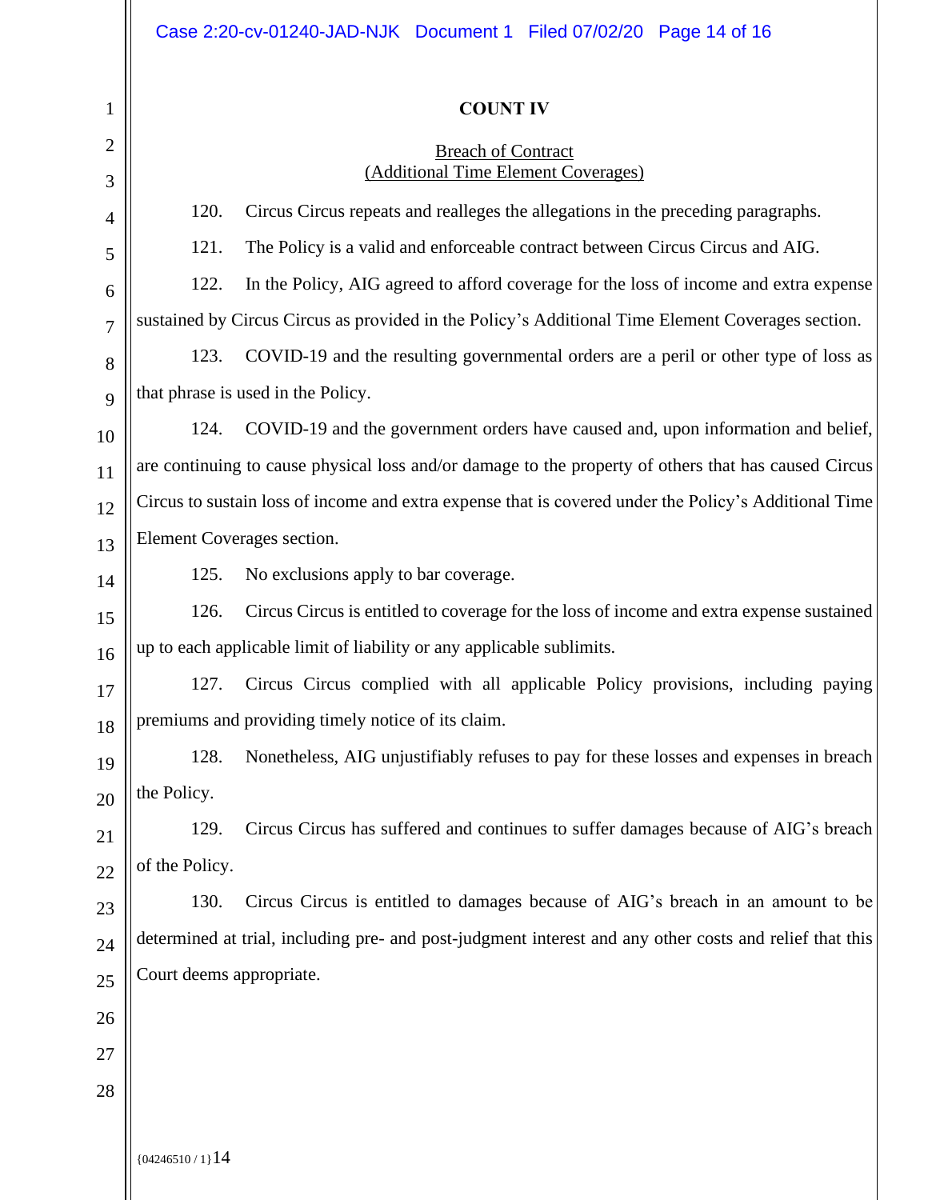## COUNT IV

Breach of Contract
(Additional Time Element Coverages)

120. Circus Circus repeats and realleges the allegations in the preceding paragraphs.

121. The Policy is a valid and enforceable contract between Circus Circus and AIG.

122. In the Policy, AIG agreed to afford coverage for the loss of income and extra expense sustained by Circus Circus as provided in the Policy's Additional Time Element Coverages section.

123. COVID-19 and the resulting governmental orders are a peril or other type of loss as that phrase is used in the Policy.

124. COVID-19 and the government orders have caused and, upon information and belief, are continuing to cause physical loss and/or damage to the property of others that has caused Circus Circus to sustain loss of income and extra expense that is covered under the Policy's Additional Time Element Coverages section.

125. No exclusions apply to bar coverage.

126. Circus Circus is entitled to coverage for the loss of income and extra expense sustained up to each applicable limit of liability or any applicable sublimits.

127. Circus Circus complied with all applicable Policy provisions, including paying premiums and providing timely notice of its claim.

128. Nonetheless, AIG unjustifiably refuses to pay for these losses and expenses in breach the Policy.

129. Circus Circus has suffered and continues to suffer damages because of AIG's breach of the Policy.

130. Circus Circus is entitled to damages because of AIG's breach in an amount to be determined at trial, including pre- and post-judgment interest and any other costs and relief that this Court deems appropriate.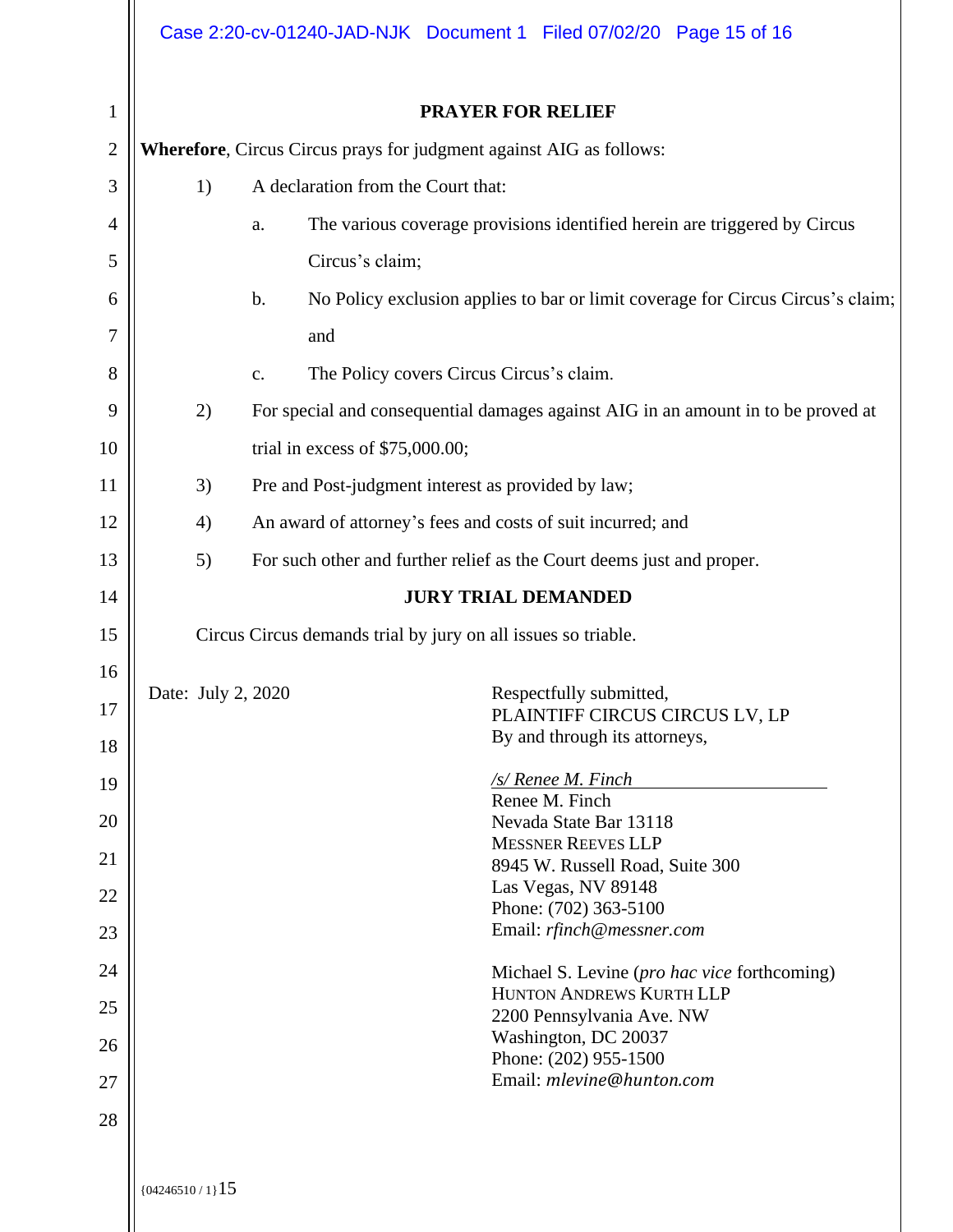## PRAYER FOR RELIEF

**Wherefore**, Circus Circus prays for judgment against AIG as follows:

1) A declaration from the Court that:

   a. The various coverage provisions identified herein are triggered by Circus Circus's claim;

   b. No Policy exclusion applies to bar or limit coverage for Circus Circus's claim; and

   c. The Policy covers Circus Circus's claim.

2) For special and consequential damages against AIG in an amount in to be proved at trial in excess of $75,000.00;

3) Pre and Post-judgment interest as provided by law;

4) An award of attorney's fees and costs of suit incurred; and

5) For such other and further relief as the Court deems just and proper.

## JURY TRIAL DEMANDED

Circus Circus demands trial by jury on all issues so triable.

Date: July 2, 2020

Respectfully submitted,
PLAINTIFF CIRCUS CIRCUS LV, LP
By and through its attorneys,

*/s/ Renee M. Finch*
Renee M. Finch
Nevada State Bar 13118
MESSNER REEVES LLP
8945 W. Russell Road, Suite 300
Las Vegas, NV 89148
Phone: (702) 363-5100
Email: *rfinch@messner.com*

Michael S. Levine (*pro hac vice* forthcoming)
HUNTON ANDREWS KURTH LLP
2200 Pennsylvania Ave. NW
Washington, DC 20037
Phone: (202) 955-1500
Email: *mlevine@hunton.com*

{04246510 / 1}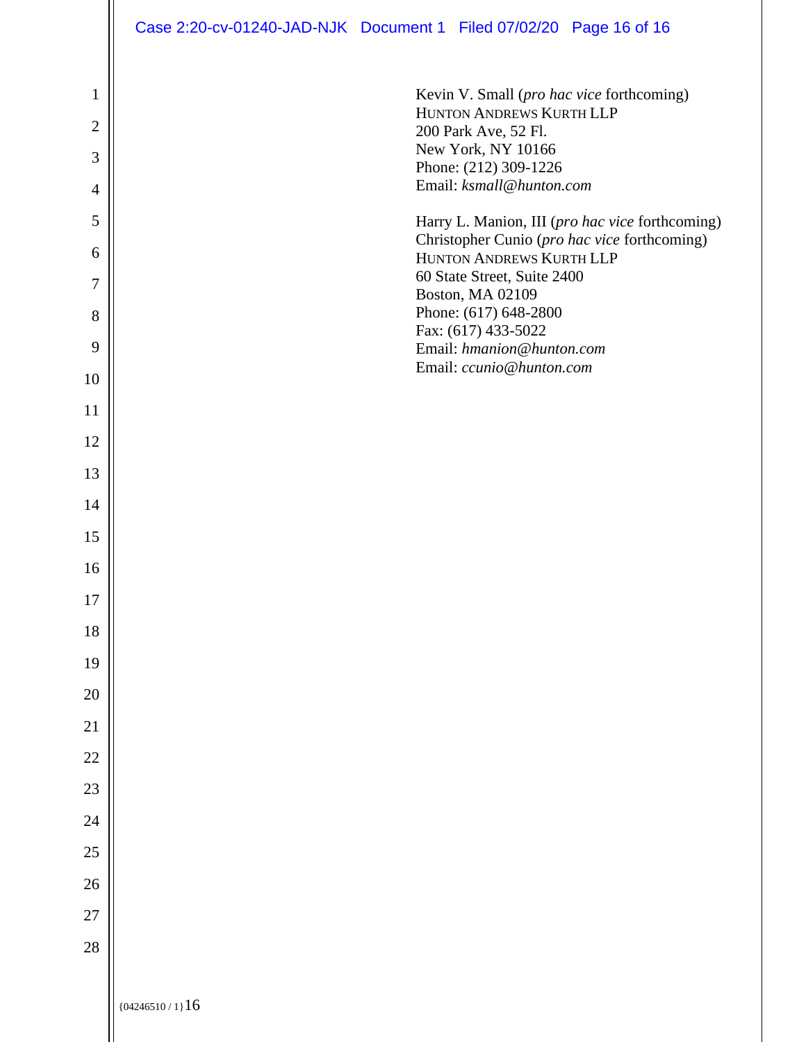Kevin V. Small (*pro hac vice* forthcoming)
HUNTON ANDREWS KURTH LLP
200 Park Ave, 52 Fl.
New York, NY 10166
Phone: (212) 309-1226
Email: *ksmall@hunton.com*

Harry L. Manion, III (*pro hac vice* forthcoming)
Christopher Cunio (*pro hac vice* forthcoming)
HUNTON ANDREWS KURTH LLP
60 State Street, Suite 2400
Boston, MA 02109
Phone: (617) 648-2800
Fax: (617) 433-5022
Email: *hmanion@hunton.com*
Email: *ccunio@hunton.com*

{04246510 / 1}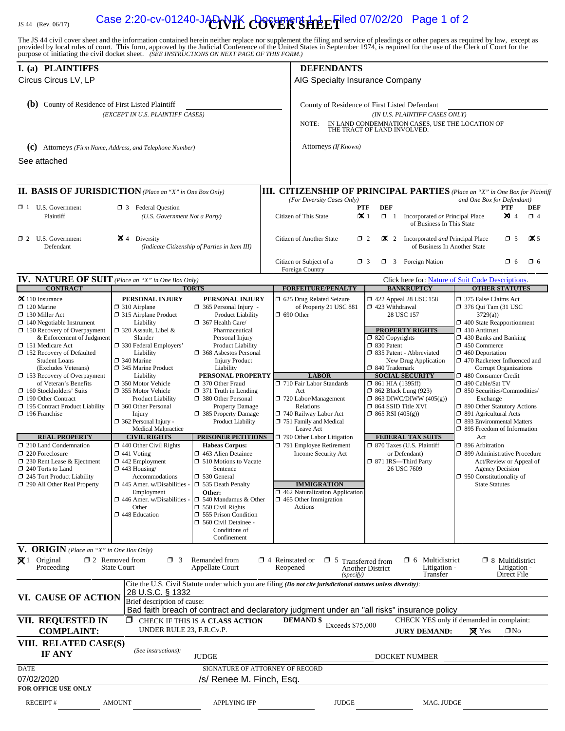JS 44 (Rev. 06/17)

# CIVIL COVER SHEET

The JS 44 civil cover sheet and the information contained herein neither replace nor supplement the filing and service of pleadings or other papers as required by law, except as provided by local rules of court. This form, approved by the Judicial Conference of the United States in September 1974, is required for the use of the Clerk of Court for the purpose of initiating the civil docket sheet. *(SEE INSTRUCTIONS ON NEXT PAGE OF THIS FORM.)*

## I. (a) PLAINTIFFS

Circus Circus LV, LP

## DEFENDANTS

AIG Specialty Insurance Company

**(b)** County of Residence of First Listed Plaintiff
*(EXCEPT IN U.S. PLAINTIFF CASES)*

County of Residence of First Listed Defendant
*(IN U.S. PLAINTIFF CASES ONLY)*

NOTE: IN LAND CONDEMNATION CASES, USE THE LOCATION OF THE TRACT OF LAND INVOLVED.

**(c)** Attorneys *(Firm Name, Address, and Telephone Number)*

See attached

Attorneys *(If Known)*

## II. BASIS OF JURISDICTION *(Place an "X" in One Box Only)*

- ☐ 1 U.S. Government Plaintiff
- ☐ 3 Federal Question (U.S. Government Not a Party)
- ☐ 2 U.S. Government Defendant
- ☒ 4 Diversity (Indicate Citizenship of Parties in Item III)

## III. CITIZENSHIP OF PRINCIPAL PARTIES *(Place an "X" in One Box for Plaintiff and One Box for Defendant)* (For Diversity Cases Only)

| | PTF | DEF | | PTF | DEF |
|---|---|---|---|---|---|
| Citizen of This State | ☒ 1 | ☐ 1 | Incorporated *or* Principal Place of Business In This State | ☒ 4 | ☐ 4 |
| Citizen of Another State | ☐ 2 | ☒ 2 | Incorporated *and* Principal Place of Business In Another State | ☐ 5 | ☒ 5 |
| Citizen or Subject of a Foreign Country | ☐ 3 | ☐ 3 | Foreign Nation | ☐ 6 | ☐ 6 |

## IV. NATURE OF SUIT *(Place an "X" in One Box Only)*

Click here for: Nature of Suit Code Descriptions.

**CONTRACT**
- ☒ 110 Insurance
- ☐ 120 Marine
- ☐ 130 Miller Act
- ☐ 140 Negotiable Instrument
- ☐ 150 Recovery of Overpayment & Enforcement of Judgment
- ☐ 151 Medicare Act
- ☐ 152 Recovery of Defaulted Student Loans (Excludes Veterans)
- ☐ 153 Recovery of Overpayment of Veteran's Benefits
- ☐ 160 Stockholders' Suits
- ☐ 190 Other Contract
- ☐ 195 Contract Product Liability
- ☐ 196 Franchise

**REAL PROPERTY**
- ☐ 210 Land Condemnation
- ☐ 220 Foreclosure
- ☐ 230 Rent Lease & Ejectment
- ☐ 240 Torts to Land
- ☐ 245 Tort Product Liability
- ☐ 290 All Other Real Property

**TORTS — PERSONAL INJURY**
- ☐ 310 Airplane
- ☐ 315 Airplane Product Liability
- ☐ 320 Assault, Libel & Slander
- ☐ 330 Federal Employers' Liability
- ☐ 340 Marine
- ☐ 345 Marine Product Liability
- ☐ 350 Motor Vehicle
- ☐ 355 Motor Vehicle Product Liability
- ☐ 360 Other Personal Injury
- ☐ 362 Personal Injury - Medical Malpractice

**TORTS — PERSONAL INJURY**
- ☐ 365 Personal Injury - Product Liability
- ☐ 367 Health Care/ Pharmaceutical Personal Injury Product Liability
- ☐ 368 Asbestos Personal Injury Product Liability

**PERSONAL PROPERTY**
- ☐ 370 Other Fraud
- ☐ 371 Truth in Lending
- ☐ 380 Other Personal Property Damage
- ☐ 385 Property Damage Product Liability

**CIVIL RIGHTS**
- ☐ 440 Other Civil Rights
- ☐ 441 Voting
- ☐ 442 Employment
- ☐ 443 Housing/ Accommodations
- ☐ 445 Amer. w/Disabilities - Employment
- ☐ 446 Amer. w/Disabilities - Other
- ☐ 448 Education

**PRISONER PETITIONS**
Habeas Corpus:
- ☐ 463 Alien Detainee
- ☐ 510 Motions to Vacate Sentence
- ☐ 530 General
- ☐ 535 Death Penalty

Other:
- ☐ 540 Mandamus & Other
- ☐ 550 Civil Rights
- ☐ 555 Prison Condition
- ☐ 560 Civil Detainee - Conditions of Confinement

**FORFEITURE/PENALTY**
- ☐ 625 Drug Related Seizure of Property 21 USC 881
- ☐ 690 Other

**LABOR**
- ☐ 710 Fair Labor Standards Act
- ☐ 720 Labor/Management Relations
- ☐ 740 Railway Labor Act
- ☐ 751 Family and Medical Leave Act
- ☐ 790 Other Labor Litigation
- ☐ 791 Employee Retirement Income Security Act

**IMMIGRATION**
- ☐ 462 Naturalization Application
- ☐ 465 Other Immigration Actions

**BANKRUPTCY**
- ☐ 422 Appeal 28 USC 158
- ☐ 423 Withdrawal 28 USC 157

**PROPERTY RIGHTS**
- ☐ 820 Copyrights
- ☐ 830 Patent
- ☐ 835 Patent - Abbreviated New Drug Application
- ☐ 840 Trademark

**SOCIAL SECURITY**
- ☐ 861 HIA (1395ff)
- ☐ 862 Black Lung (923)
- ☐ 863 DIWC/DIWW (405(g))
- ☐ 864 SSID Title XVI
- ☐ 865 RSI (405(g))

**FEDERAL TAX SUITS**
- ☐ 870 Taxes (U.S. Plaintiff or Defendant)
- ☐ 871 IRS—Third Party 26 USC 7609

**OTHER STATUTES**
- ☐ 375 False Claims Act
- ☐ 376 Qui Tam (31 USC 3729(a))
- ☐ 400 State Reapportionment
- ☐ 410 Antitrust
- ☐ 430 Banks and Banking
- ☐ 450 Commerce
- ☐ 460 Deportation
- ☐ 470 Racketeer Influenced and Corrupt Organizations
- ☐ 480 Consumer Credit
- ☐ 490 Cable/Sat TV
- ☐ 850 Securities/Commodities/ Exchange
- ☐ 890 Other Statutory Actions
- ☐ 891 Agricultural Acts
- ☐ 893 Environmental Matters
- ☐ 895 Freedom of Information Act
- ☐ 896 Arbitration
- ☐ 899 Administrative Procedure Act/Review or Appeal of Agency Decision
- ☐ 950 Constitutionality of State Statutes

## V. ORIGIN *(Place an "X" in One Box Only)*

- ☒ 1 Original Proceeding
- ☐ 2 Removed from State Court
- ☐ 3 Remanded from Appellate Court
- ☐ 4 Reinstated or Reopened
- ☐ 5 Transferred from Another District *(specify)*
- ☐ 6 Multidistrict Litigation - Transfer
- ☐ 8 Multidistrict Litigation - Direct File

## VI. CAUSE OF ACTION

Cite the U.S. Civil Statute under which you are filing *(Do not cite jurisdictional statutes unless diversity)*:
28 U.S.C. § 1332

Brief description of cause:
Bad faith breach of contract and declaratory judgment under an "all risks" insurance policy

## VII. REQUESTED IN COMPLAINT:

☐ CHECK IF THIS IS A **CLASS ACTION** UNDER RULE 23, F.R.Cv.P.

**DEMAND $** Exceeds $75,000

CHECK YES only if demanded in complaint:
**JURY DEMAND:** ☒ Yes ☐ No

## VIII. RELATED CASE(S) IF ANY

*(See instructions)*: JUDGE DOCKET NUMBER

DATE: 07/02/2020

SIGNATURE OF ATTORNEY OF RECORD: /s/ Renee M. Finch, Esq.

**FOR OFFICE USE ONLY**

RECEIPT # AMOUNT APPLYING IFP JUDGE MAG. JUDGE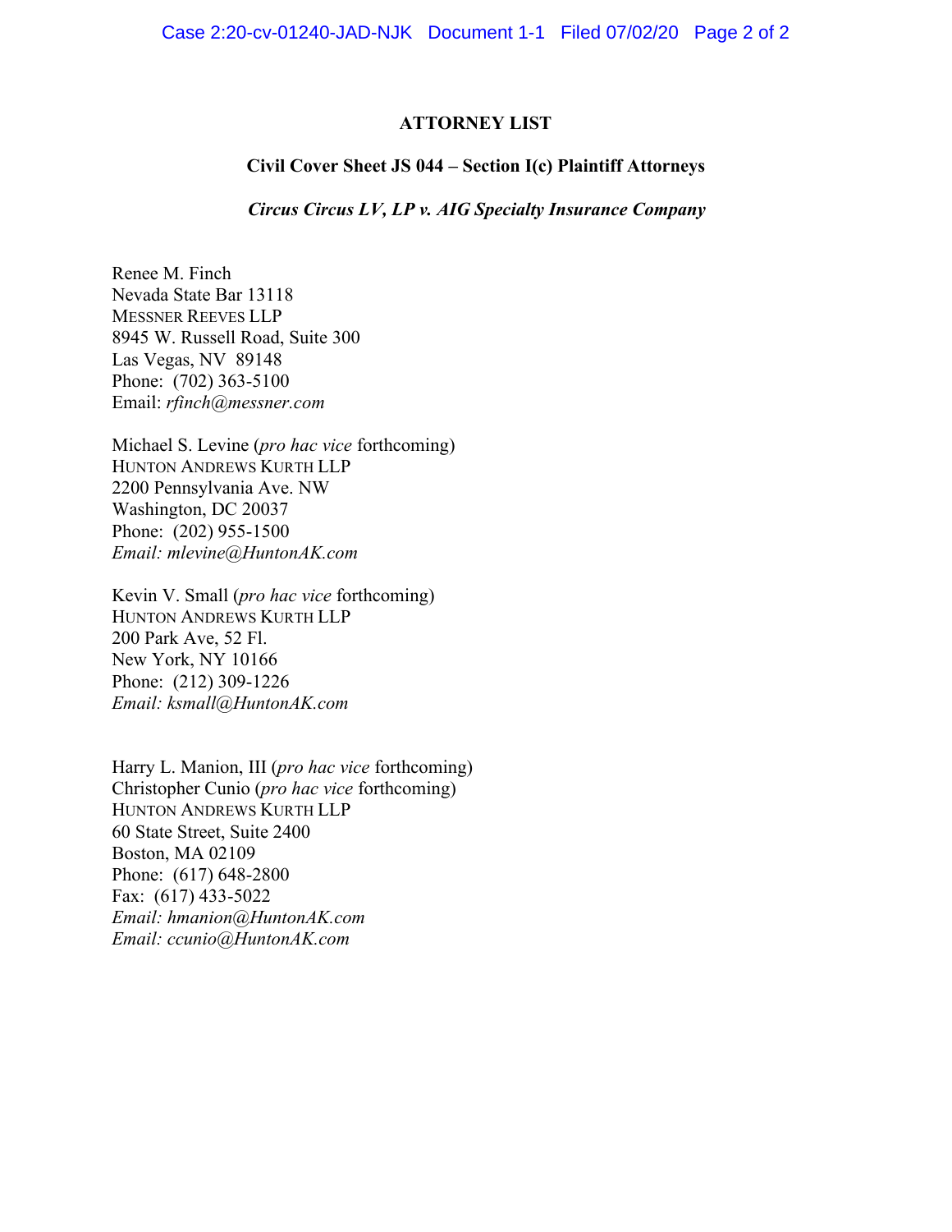**ATTORNEY LIST**

**Civil Cover Sheet JS 044 – Section I(c) Plaintiff Attorneys**

***Circus Circus LV, LP v. AIG Specialty Insurance Company***

Renee M. Finch
Nevada State Bar 13118
MESSNER REEVES LLP
8945 W. Russell Road, Suite 300
Las Vegas, NV 89148
Phone: (702) 363-5100
Email: *rfinch@messner.com*

Michael S. Levine (*pro hac vice* forthcoming)
HUNTON ANDREWS KURTH LLP
2200 Pennsylvania Ave. NW
Washington, DC 20037
Phone: (202) 955-1500
*Email: mlevine@HuntonAK.com*

Kevin V. Small (*pro hac vice* forthcoming)
HUNTON ANDREWS KURTH LLP
200 Park Ave, 52 Fl.
New York, NY 10166
Phone: (212) 309-1226
*Email: ksmall@HuntonAK.com*

Harry L. Manion, III (*pro hac vice* forthcoming)
Christopher Cunio (*pro hac vice* forthcoming)
HUNTON ANDREWS KURTH LLP
60 State Street, Suite 2400
Boston, MA 02109
Phone: (617) 648-2800
Fax: (617) 433-5022
*Email: hmanion@HuntonAK.com*
*Email: ccunio@HuntonAK.com*